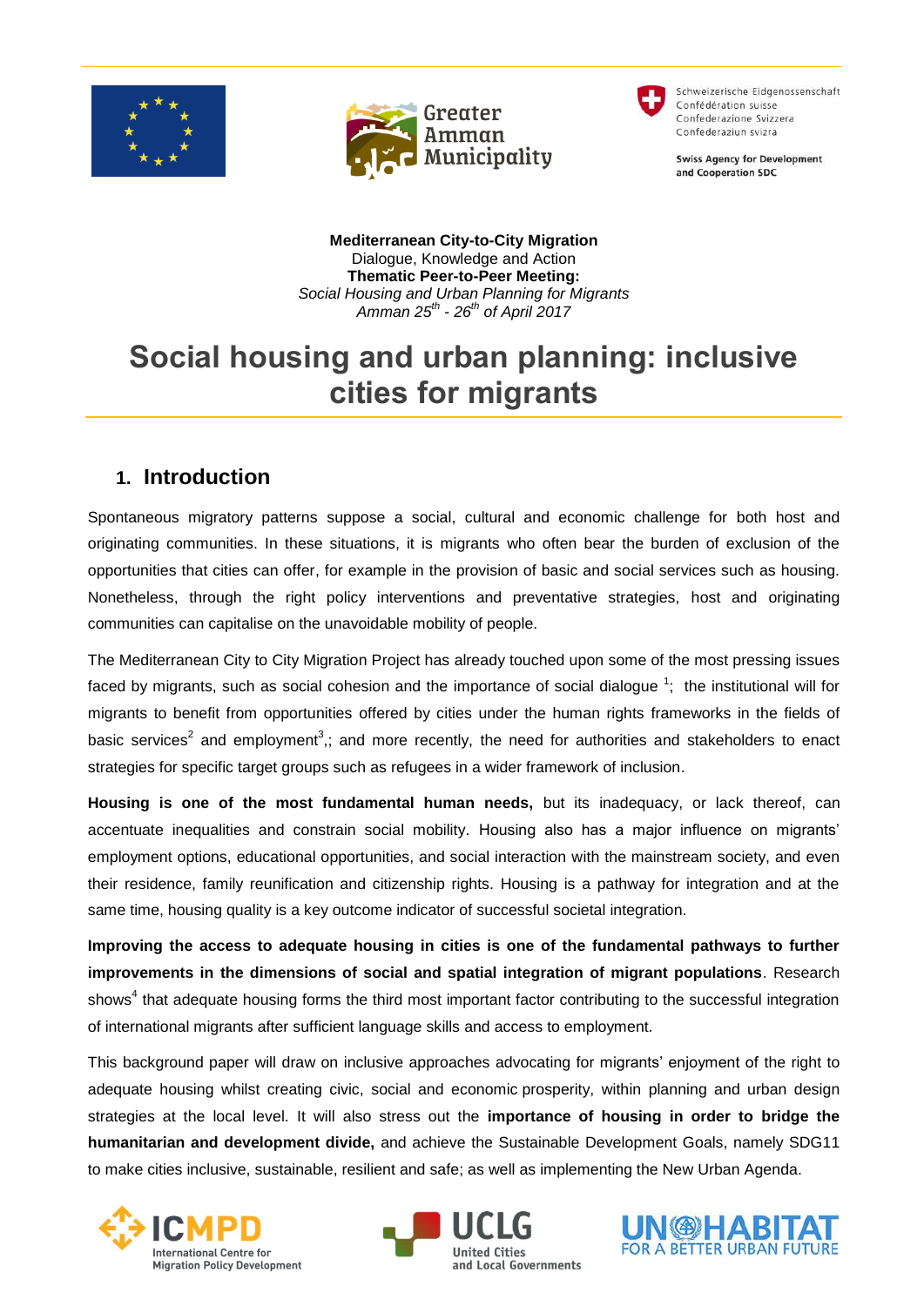**Mediterranean City-to-City Migration**
Dialogue, Knowledge and Action
**Thematic Peer-to-Peer Meeting:**
*Social Housing and Urban Planning for Migrants*
*Amman 25th - 26th of April 2017*

# Social housing and urban planning: inclusive cities for migrants

## 1. Introduction

Spontaneous migratory patterns suppose a social, cultural and economic challenge for both host and originating communities. In these situations, it is migrants who often bear the burden of exclusion of the opportunities that cities can offer, for example in the provision of basic and social services such as housing. Nonetheless, through the right policy interventions and preventative strategies, host and originating communities can capitalise on the unavoidable mobility of people.

The Mediterranean City to City Migration Project has already touched upon some of the most pressing issues faced by migrants, such as social cohesion and the importance of social dialogue [1]; the institutional will for migrants to benefit from opportunities offered by cities under the human rights frameworks in the fields of basic services[2] and employment[3],; and more recently, the need for authorities and stakeholders to enact strategies for specific target groups such as refugees in a wider framework of inclusion.

**Housing is one of the most fundamental human needs,** but its inadequacy, or lack thereof, can accentuate inequalities and constrain social mobility. Housing also has a major influence on migrants' employment options, educational opportunities, and social interaction with the mainstream society, and even their residence, family reunification and citizenship rights. Housing is a pathway for integration and at the same time, housing quality is a key outcome indicator of successful societal integration.

**Improving the access to adequate housing in cities is one of the fundamental pathways to further improvements in the dimensions of social and spatial integration of migrant populations**. Research shows[4] that adequate housing forms the third most important factor contributing to the successful integration of international migrants after sufficient language skills and access to employment.

This background paper will draw on inclusive approaches advocating for migrants' enjoyment of the right to adequate housing whilst creating civic, social and economic prosperity, within planning and urban design strategies at the local level. It will also stress out the **importance of housing in order to bridge the humanitarian and development divide,** and achieve the Sustainable Development Goals, namely SDG11 to make cities inclusive, sustainable, resilient and safe; as well as implementing the New Urban Agenda.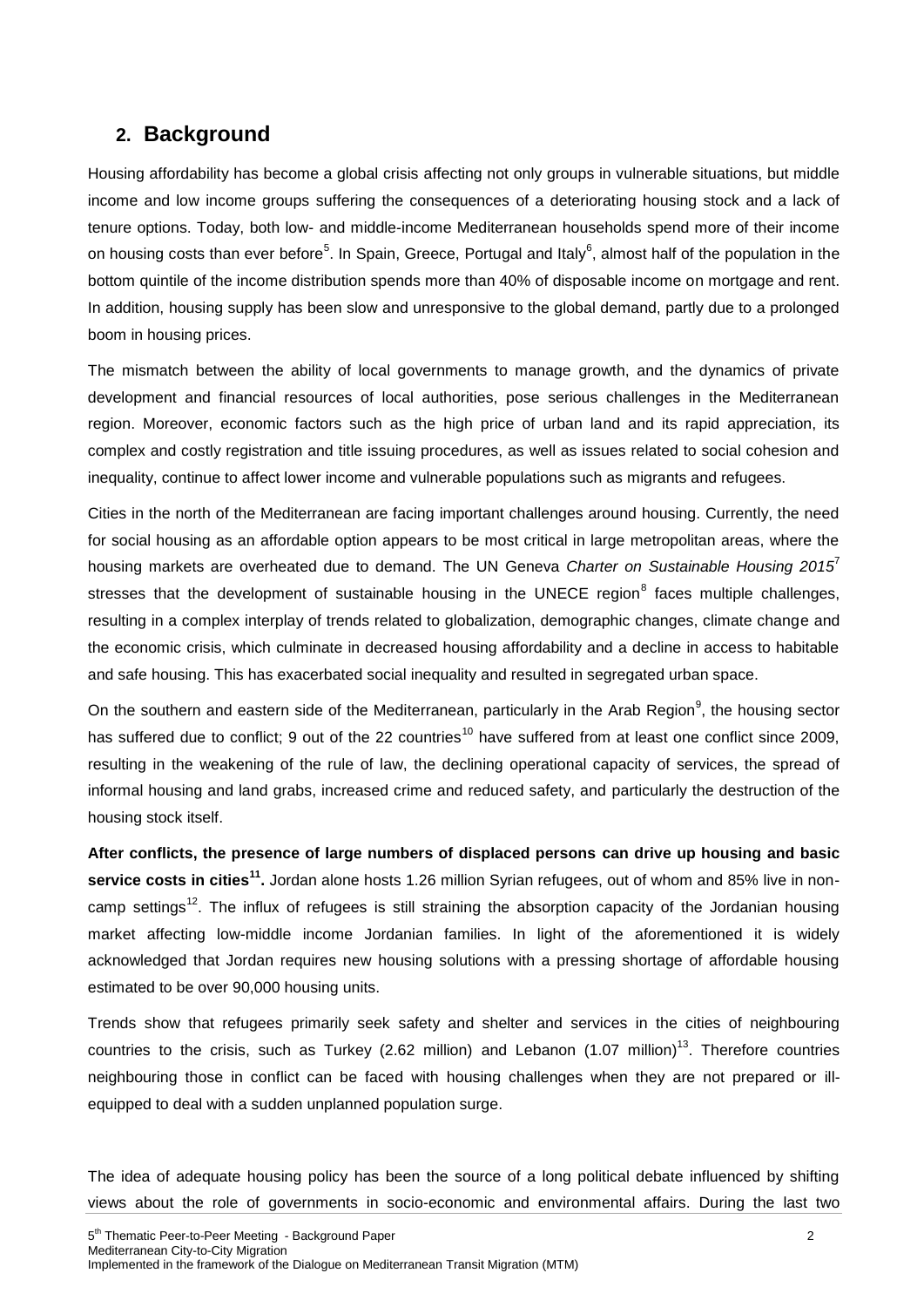## 2. Background

Housing affordability has become a global crisis affecting not only groups in vulnerable situations, but middle income and low income groups suffering the consequences of a deteriorating housing stock and a lack of tenure options. Today, both low- and middle-income Mediterranean households spend more of their income on housing costs than ever before[5]. In Spain, Greece, Portugal and Italy[6], almost half of the population in the bottom quintile of the income distribution spends more than 40% of disposable income on mortgage and rent. In addition, housing supply has been slow and unresponsive to the global demand, partly due to a prolonged boom in housing prices.

The mismatch between the ability of local governments to manage growth, and the dynamics of private development and financial resources of local authorities, pose serious challenges in the Mediterranean region. Moreover, economic factors such as the high price of urban land and its rapid appreciation, its complex and costly registration and title issuing procedures, as well as issues related to social cohesion and inequality, continue to affect lower income and vulnerable populations such as migrants and refugees.

Cities in the north of the Mediterranean are facing important challenges around housing. Currently, the need for social housing as an affordable option appears to be most critical in large metropolitan areas, where the housing markets are overheated due to demand. The UN Geneva *Charter on Sustainable Housing 2015*[7] stresses that the development of sustainable housing in the UNECE region[8] faces multiple challenges, resulting in a complex interplay of trends related to globalization, demographic changes, climate change and the economic crisis, which culminate in decreased housing affordability and a decline in access to habitable and safe housing. This has exacerbated social inequality and resulted in segregated urban space.

On the southern and eastern side of the Mediterranean, particularly in the Arab Region[9], the housing sector has suffered due to conflict; 9 out of the 22 countries[10] have suffered from at least one conflict since 2009, resulting in the weakening of the rule of law, the declining operational capacity of services, the spread of informal housing and land grabs, increased crime and reduced safety, and particularly the destruction of the housing stock itself.

**After conflicts, the presence of large numbers of displaced persons can drive up housing and basic service costs in cities[11].** Jordan alone hosts 1.26 million Syrian refugees, out of whom and 85% live in non-camp settings[12]. The influx of refugees is still straining the absorption capacity of the Jordanian housing market affecting low-middle income Jordanian families. In light of the aforementioned it is widely acknowledged that Jordan requires new housing solutions with a pressing shortage of affordable housing estimated to be over 90,000 housing units.

Trends show that refugees primarily seek safety and shelter and services in the cities of neighbouring countries to the crisis, such as Turkey (2.62 million) and Lebanon (1.07 million)[13]. Therefore countries neighbouring those in conflict can be faced with housing challenges when they are not prepared or ill-equipped to deal with a sudden unplanned population surge.

The idea of adequate housing policy has been the source of a long political debate influenced by shifting views about the role of governments in socio-economic and environmental affairs. During the last two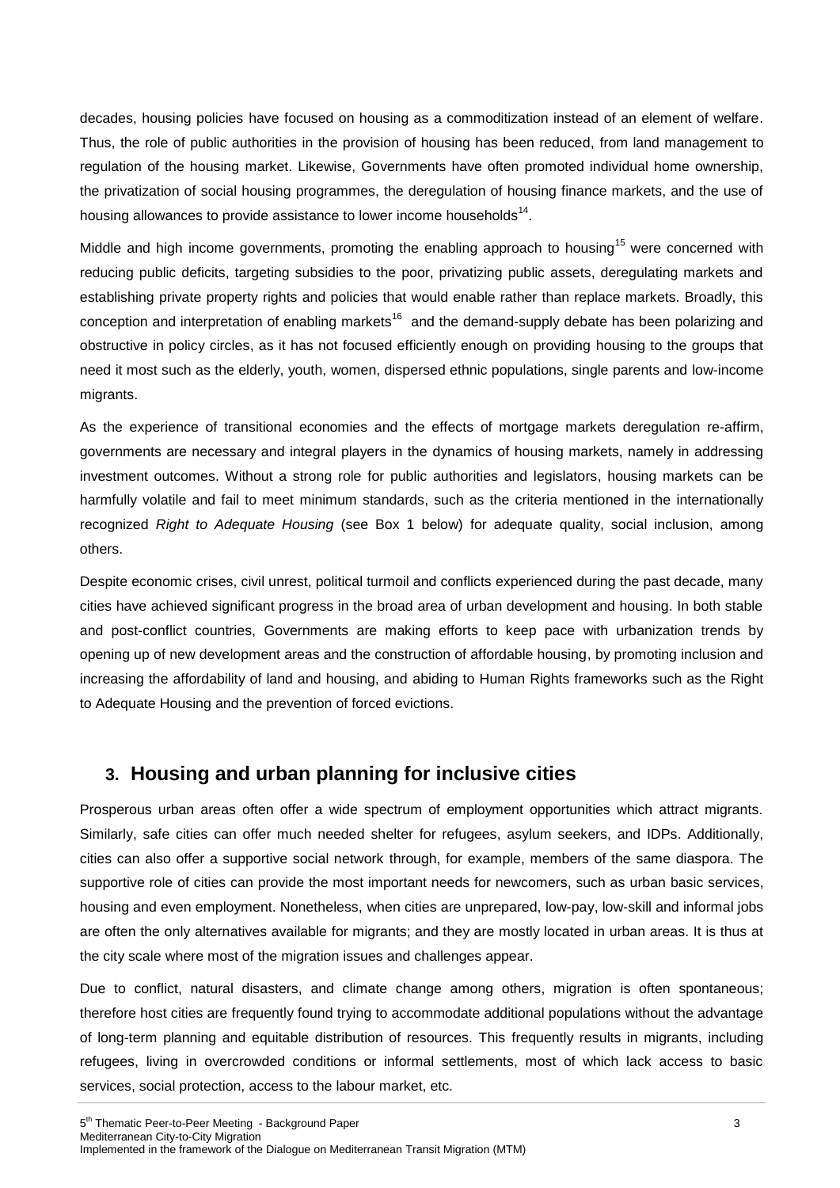decades, housing policies have focused on housing as a commoditization instead of an element of welfare. Thus, the role of public authorities in the provision of housing has been reduced, from land management to regulation of the housing market. Likewise, Governments have often promoted individual home ownership, the privatization of social housing programmes, the deregulation of housing finance markets, and the use of housing allowances to provide assistance to lower income households[14].

Middle and high income governments, promoting the enabling approach to housing[15] were concerned with reducing public deficits, targeting subsidies to the poor, privatizing public assets, deregulating markets and establishing private property rights and policies that would enable rather than replace markets. Broadly, this conception and interpretation of enabling markets[16] and the demand-supply debate has been polarizing and obstructive in policy circles, as it has not focused efficiently enough on providing housing to the groups that need it most such as the elderly, youth, women, dispersed ethnic populations, single parents and low-income migrants.

As the experience of transitional economies and the effects of mortgage markets deregulation re-affirm, governments are necessary and integral players in the dynamics of housing markets, namely in addressing investment outcomes. Without a strong role for public authorities and legislators, housing markets can be harmfully volatile and fail to meet minimum standards, such as the criteria mentioned in the internationally recognized *Right to Adequate Housing* (see Box 1 below) for adequate quality, social inclusion, among others.

Despite economic crises, civil unrest, political turmoil and conflicts experienced during the past decade, many cities have achieved significant progress in the broad area of urban development and housing. In both stable and post-conflict countries, Governments are making efforts to keep pace with urbanization trends by opening up of new development areas and the construction of affordable housing, by promoting inclusion and increasing the affordability of land and housing, and abiding to Human Rights frameworks such as the Right to Adequate Housing and the prevention of forced evictions.

## 3. Housing and urban planning for inclusive cities

Prosperous urban areas often offer a wide spectrum of employment opportunities which attract migrants. Similarly, safe cities can offer much needed shelter for refugees, asylum seekers, and IDPs. Additionally, cities can also offer a supportive social network through, for example, members of the same diaspora. The supportive role of cities can provide the most important needs for newcomers, such as urban basic services, housing and even employment. Nonetheless, when cities are unprepared, low-pay, low-skill and informal jobs are often the only alternatives available for migrants; and they are mostly located in urban areas. It is thus at the city scale where most of the migration issues and challenges appear.

Due to conflict, natural disasters, and climate change among others, migration is often spontaneous; therefore host cities are frequently found trying to accommodate additional populations without the advantage of long-term planning and equitable distribution of resources. This frequently results in migrants, including refugees, living in overcrowded conditions or informal settlements, most of which lack access to basic services, social protection, access to the labour market, etc.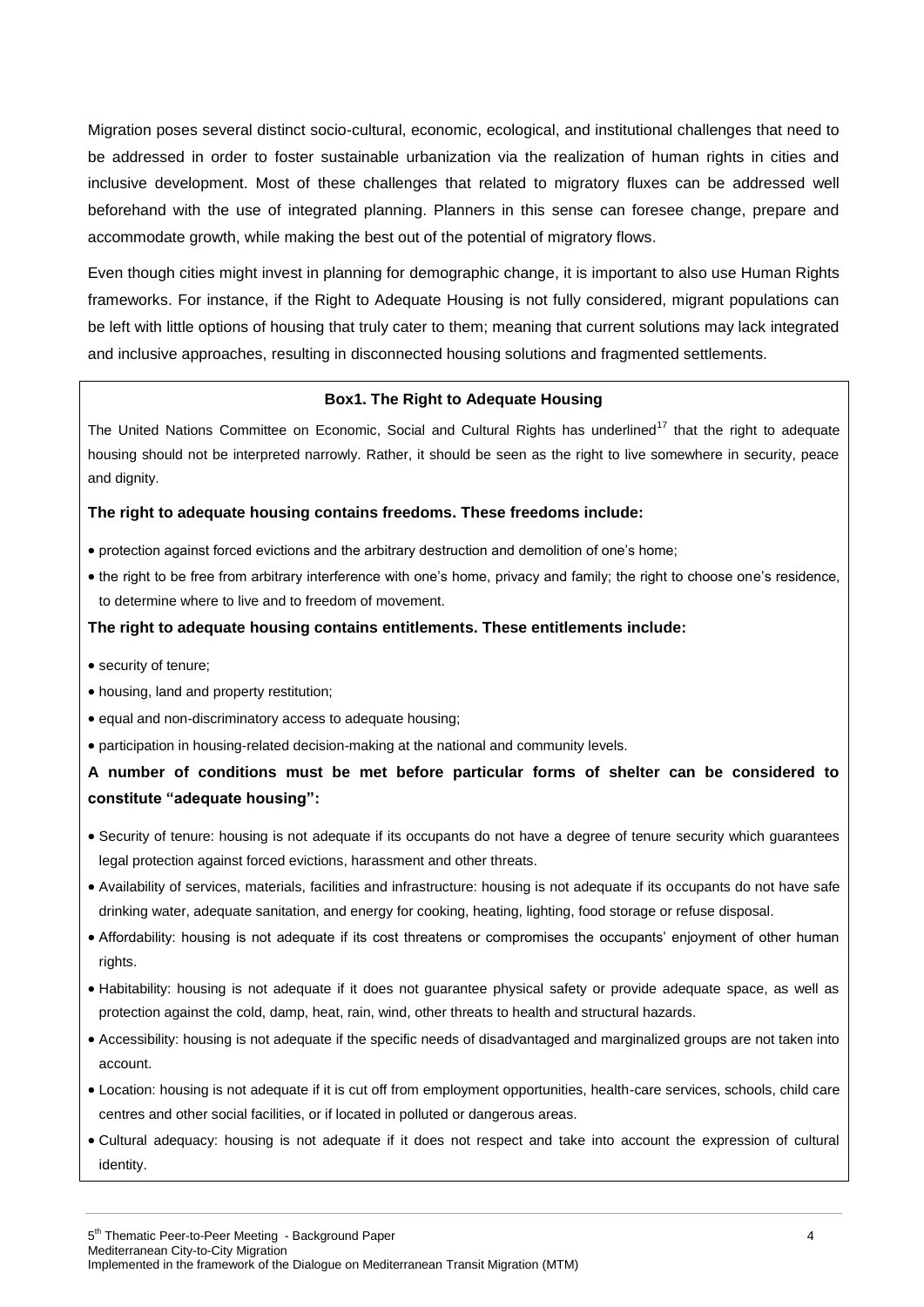Migration poses several distinct socio-cultural, economic, ecological, and institutional challenges that need to be addressed in order to foster sustainable urbanization via the realization of human rights in cities and inclusive development. Most of these challenges that related to migratory fluxes can be addressed well beforehand with the use of integrated planning. Planners in this sense can foresee change, prepare and accommodate growth, while making the best out of the potential of migratory flows.

Even though cities might invest in planning for demographic change, it is important to also use Human Rights frameworks. For instance, if the Right to Adequate Housing is not fully considered, migrant populations can be left with little options of housing that truly cater to them; meaning that current solutions may lack integrated and inclusive approaches, resulting in disconnected housing solutions and fragmented settlements.

**Box1. The Right to Adequate Housing**

The United Nations Committee on Economic, Social and Cultural Rights has underlined[17] that the right to adequate housing should not be interpreted narrowly. Rather, it should be seen as the right to live somewhere in security, peace and dignity.

**The right to adequate housing contains freedoms. These freedoms include:**

- protection against forced evictions and the arbitrary destruction and demolition of one's home;
- the right to be free from arbitrary interference with one's home, privacy and family; the right to choose one's residence, to determine where to live and to freedom of movement.

**The right to adequate housing contains entitlements. These entitlements include:**

- security of tenure;
- housing, land and property restitution;
- equal and non-discriminatory access to adequate housing;
- participation in housing-related decision-making at the national and community levels.

**A number of conditions must be met before particular forms of shelter can be considered to constitute "adequate housing":**

- Security of tenure: housing is not adequate if its occupants do not have a degree of tenure security which guarantees legal protection against forced evictions, harassment and other threats.
- Availability of services, materials, facilities and infrastructure: housing is not adequate if its occupants do not have safe drinking water, adequate sanitation, and energy for cooking, heating, lighting, food storage or refuse disposal.
- Affordability: housing is not adequate if its cost threatens or compromises the occupants' enjoyment of other human rights.
- Habitability: housing is not adequate if it does not guarantee physical safety or provide adequate space, as well as protection against the cold, damp, heat, rain, wind, other threats to health and structural hazards.
- Accessibility: housing is not adequate if the specific needs of disadvantaged and marginalized groups are not taken into account.
- Location: housing is not adequate if it is cut off from employment opportunities, health-care services, schools, child care centres and other social facilities, or if located in polluted or dangerous areas.
- Cultural adequacy: housing is not adequate if it does not respect and take into account the expression of cultural identity.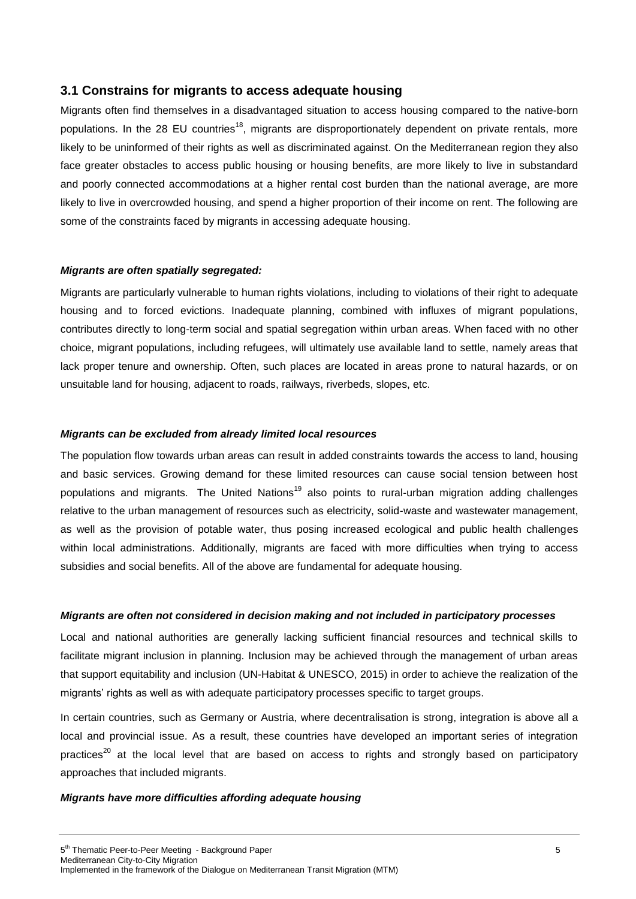## 3.1 Constrains for migrants to access adequate housing

Migrants often find themselves in a disadvantaged situation to access housing compared to the native-born populations. In the 28 EU countries[18], migrants are disproportionately dependent on private rentals, more likely to be uninformed of their rights as well as discriminated against. On the Mediterranean region they also face greater obstacles to access public housing or housing benefits, are more likely to live in substandard and poorly connected accommodations at a higher rental cost burden than the national average, are more likely to live in overcrowded housing, and spend a higher proportion of their income on rent. The following are some of the constraints faced by migrants in accessing adequate housing.

***Migrants are often spatially segregated:***

Migrants are particularly vulnerable to human rights violations, including to violations of their right to adequate housing and to forced evictions. Inadequate planning, combined with influxes of migrant populations, contributes directly to long-term social and spatial segregation within urban areas. When faced with no other choice, migrant populations, including refugees, will ultimately use available land to settle, namely areas that lack proper tenure and ownership. Often, such places are located in areas prone to natural hazards, or on unsuitable land for housing, adjacent to roads, railways, riverbeds, slopes, etc.

***Migrants can be excluded from already limited local resources***

The population flow towards urban areas can result in added constraints towards the access to land, housing and basic services. Growing demand for these limited resources can cause social tension between host populations and migrants. The United Nations[19] also points to rural-urban migration adding challenges relative to the urban management of resources such as electricity, solid-waste and wastewater management, as well as the provision of potable water, thus posing increased ecological and public health challenges within local administrations. Additionally, migrants are faced with more difficulties when trying to access subsidies and social benefits. All of the above are fundamental for adequate housing.

***Migrants are often not considered in decision making and not included in participatory processes***

Local and national authorities are generally lacking sufficient financial resources and technical skills to facilitate migrant inclusion in planning. Inclusion may be achieved through the management of urban areas that support equitability and inclusion (UN-Habitat & UNESCO, 2015) in order to achieve the realization of the migrants' rights as well as with adequate participatory processes specific to target groups.

In certain countries, such as Germany or Austria, where decentralisation is strong, integration is above all a local and provincial issue. As a result, these countries have developed an important series of integration practices[20] at the local level that are based on access to rights and strongly based on participatory approaches that included migrants.

***Migrants have more difficulties affording adequate housing***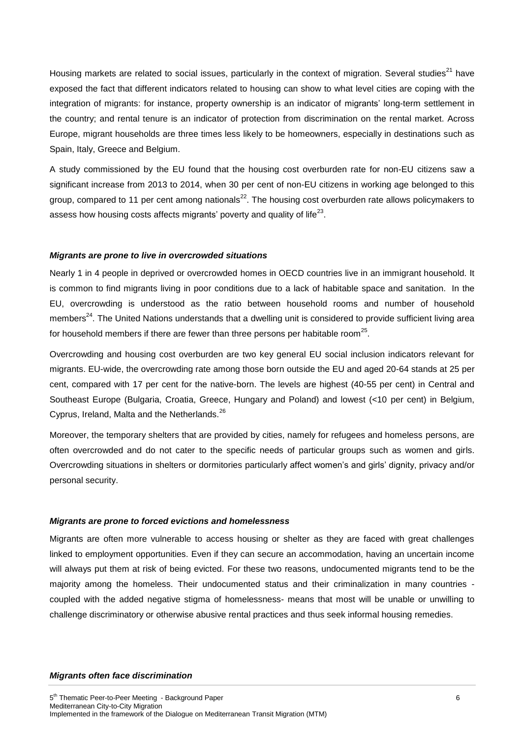Housing markets are related to social issues, particularly in the context of migration. Several studies[21] have exposed the fact that different indicators related to housing can show to what level cities are coping with the integration of migrants: for instance, property ownership is an indicator of migrants' long-term settlement in the country; and rental tenure is an indicator of protection from discrimination on the rental market. Across Europe, migrant households are three times less likely to be homeowners, especially in destinations such as Spain, Italy, Greece and Belgium.

A study commissioned by the EU found that the housing cost overburden rate for non-EU citizens saw a significant increase from 2013 to 2014, when 30 per cent of non-EU citizens in working age belonged to this group, compared to 11 per cent among nationals[22]. The housing cost overburden rate allows policymakers to assess how housing costs affects migrants' poverty and quality of life[23].

### *Migrants are prone to live in overcrowded situations*

Nearly 1 in 4 people in deprived or overcrowded homes in OECD countries live in an immigrant household. It is common to find migrants living in poor conditions due to a lack of habitable space and sanitation. In the EU, overcrowding is understood as the ratio between household rooms and number of household members[24]. The United Nations understands that a dwelling unit is considered to provide sufficient living area for household members if there are fewer than three persons per habitable room[25].

Overcrowding and housing cost overburden are two key general EU social inclusion indicators relevant for migrants. EU-wide, the overcrowding rate among those born outside the EU and aged 20-64 stands at 25 per cent, compared with 17 per cent for the native-born. The levels are highest (40-55 per cent) in Central and Southeast Europe (Bulgaria, Croatia, Greece, Hungary and Poland) and lowest (<10 per cent) in Belgium, Cyprus, Ireland, Malta and the Netherlands.[26]

Moreover, the temporary shelters that are provided by cities, namely for refugees and homeless persons, are often overcrowded and do not cater to the specific needs of particular groups such as women and girls. Overcrowding situations in shelters or dormitories particularly affect women's and girls' dignity, privacy and/or personal security.

### *Migrants are prone to forced evictions and homelessness*

Migrants are often more vulnerable to access housing or shelter as they are faced with great challenges linked to employment opportunities. Even if they can secure an accommodation, having an uncertain income will always put them at risk of being evicted. For these two reasons, undocumented migrants tend to be the majority among the homeless. Their undocumented status and their criminalization in many countries - coupled with the added negative stigma of homelessness- means that most will be unable or unwilling to challenge discriminatory or otherwise abusive rental practices and thus seek informal housing remedies.

### *Migrants often face discrimination*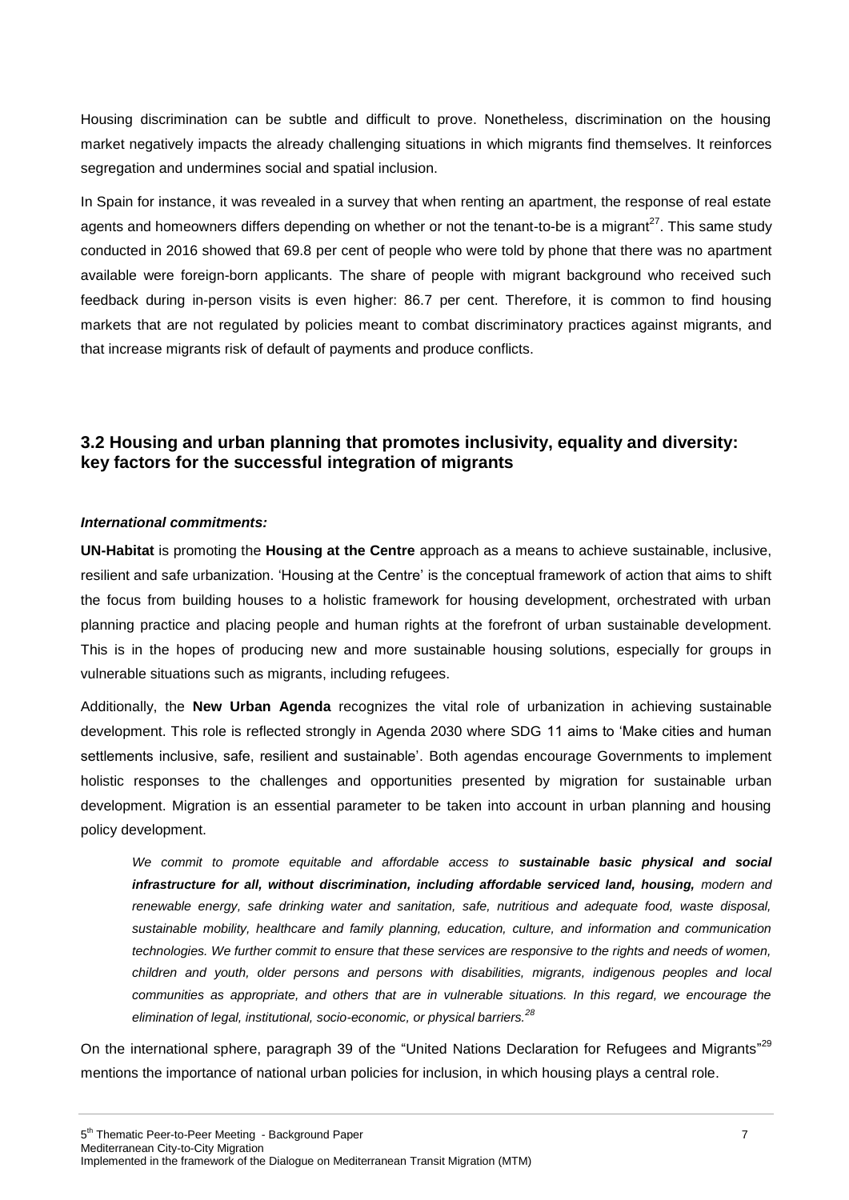Housing discrimination can be subtle and difficult to prove. Nonetheless, discrimination on the housing market negatively impacts the already challenging situations in which migrants find themselves. It reinforces segregation and undermines social and spatial inclusion.

In Spain for instance, it was revealed in a survey that when renting an apartment, the response of real estate agents and homeowners differs depending on whether or not the tenant-to-be is a migrant[27]. This same study conducted in 2016 showed that 69.8 per cent of people who were told by phone that there was no apartment available were foreign-born applicants. The share of people with migrant background who received such feedback during in-person visits is even higher: 86.7 per cent. Therefore, it is common to find housing markets that are not regulated by policies meant to combat discriminatory practices against migrants, and that increase migrants risk of default of payments and produce conflicts.

## 3.2 Housing and urban planning that promotes inclusivity, equality and diversity: key factors for the successful integration of migrants

***International commitments:***

**UN-Habitat** is promoting the **Housing at the Centre** approach as a means to achieve sustainable, inclusive, resilient and safe urbanization. 'Housing at the Centre' is the conceptual framework of action that aims to shift the focus from building houses to a holistic framework for housing development, orchestrated with urban planning practice and placing people and human rights at the forefront of urban sustainable development. This is in the hopes of producing new and more sustainable housing solutions, especially for groups in vulnerable situations such as migrants, including refugees.

Additionally, the **New Urban Agenda** recognizes the vital role of urbanization in achieving sustainable development. This role is reflected strongly in Agenda 2030 where SDG 11 aims to 'Make cities and human settlements inclusive, safe, resilient and sustainable'. Both agendas encourage Governments to implement holistic responses to the challenges and opportunities presented by migration for sustainable urban development. Migration is an essential parameter to be taken into account in urban planning and housing policy development.

> *We commit to promote equitable and affordable access to* ***sustainable basic physical and social infrastructure for all, without discrimination, including affordable serviced land, housing,*** *modern and renewable energy, safe drinking water and sanitation, safe, nutritious and adequate food, waste disposal, sustainable mobility, healthcare and family planning, education, culture, and information and communication technologies. We further commit to ensure that these services are responsive to the rights and needs of women, children and youth, older persons and persons with disabilities, migrants, indigenous peoples and local communities as appropriate, and others that are in vulnerable situations. In this regard, we encourage the elimination of legal, institutional, socio-economic, or physical barriers.*[28]

On the international sphere, paragraph 39 of the "United Nations Declaration for Refugees and Migrants"[29] mentions the importance of national urban policies for inclusion, in which housing plays a central role.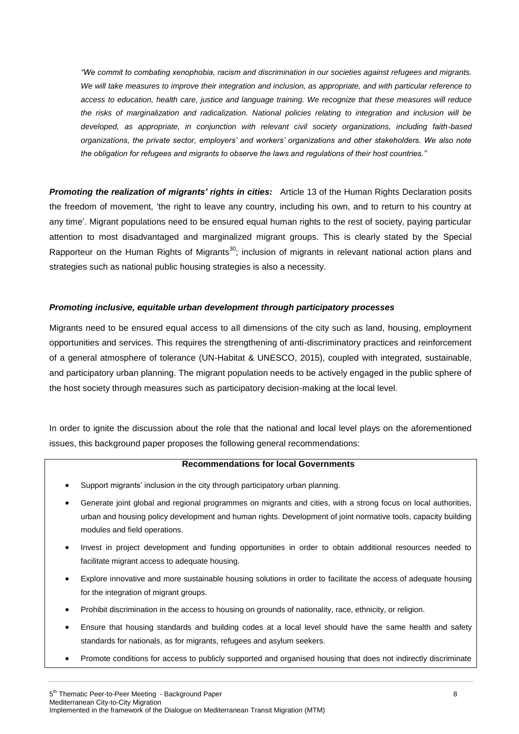*"We commit to combating xenophobia, racism and discrimination in our societies against refugees and migrants. We will take measures to improve their integration and inclusion, as appropriate, and with particular reference to access to education, health care, justice and language training. We recognize that these measures will reduce the risks of marginalization and radicalization. National policies relating to integration and inclusion will be developed, as appropriate, in conjunction with relevant civil society organizations, including faith-based organizations, the private sector, employers' and workers' organizations and other stakeholders. We also note the obligation for refugees and migrants to observe the laws and regulations of their host countries."*

***Promoting the realization of migrants' rights in cities:*** Article 13 of the Human Rights Declaration posits the freedom of movement, 'the right to leave any country, including his own, and to return to his country at any time'. Migrant populations need to be ensured equal human rights to the rest of society, paying particular attention to most disadvantaged and marginalized migrant groups. This is clearly stated by the Special Rapporteur on the Human Rights of Migrants[30]; inclusion of migrants in relevant national action plans and strategies such as national public housing strategies is also a necessity.

***Promoting inclusive, equitable urban development through participatory processes***

Migrants need to be ensured equal access to all dimensions of the city such as land, housing, employment opportunities and services. This requires the strengthening of anti-discriminatory practices and reinforcement of a general atmosphere of tolerance (UN-Habitat & UNESCO, 2015), coupled with integrated, sustainable, and participatory urban planning. The migrant population needs to be actively engaged in the public sphere of the host society through measures such as participatory decision-making at the local level.

In order to ignite the discussion about the role that the national and local level plays on the aforementioned issues, this background paper proposes the following general recommendations:

**Recommendations for local Governments**

- Support migrants' inclusion in the city through participatory urban planning.
- Generate joint global and regional programmes on migrants and cities, with a strong focus on local authorities, urban and housing policy development and human rights. Development of joint normative tools, capacity building modules and field operations.
- Invest in project development and funding opportunities in order to obtain additional resources needed to facilitate migrant access to adequate housing.
- Explore innovative and more sustainable housing solutions in order to facilitate the access of adequate housing for the integration of migrant groups.
- Prohibit discrimination in the access to housing on grounds of nationality, race, ethnicity, or religion.
- Ensure that housing standards and building codes at a local level should have the same health and safety standards for nationals, as for migrants, refugees and asylum seekers.
- Promote conditions for access to publicly supported and organised housing that does not indirectly discriminate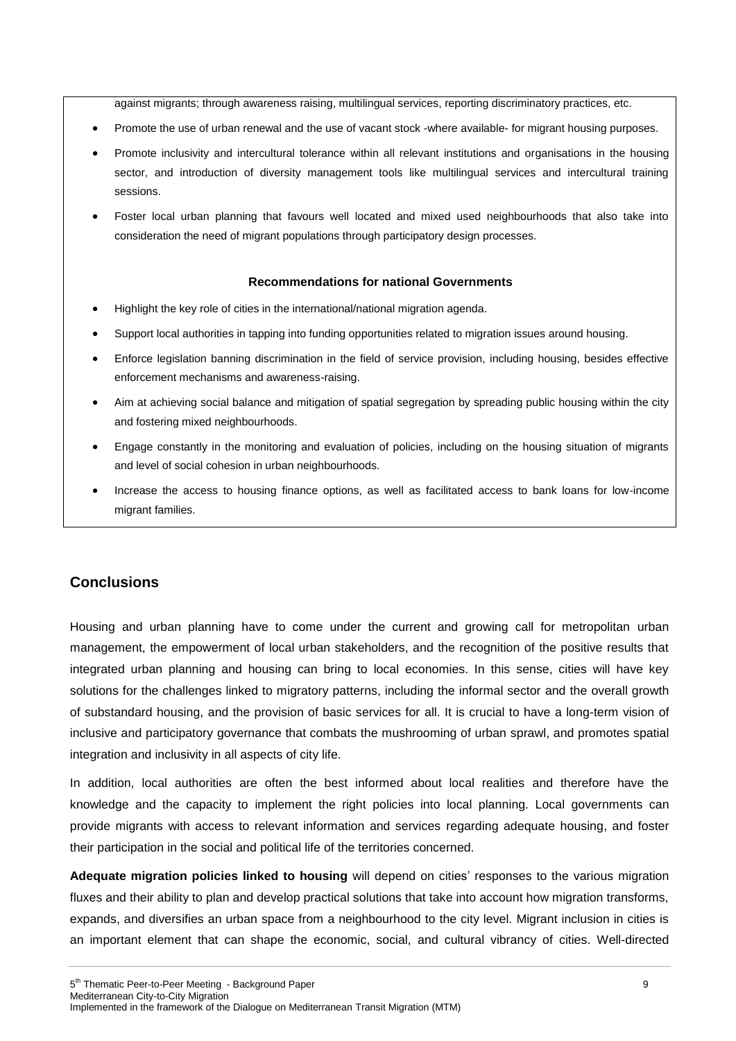against migrants; through awareness raising, multilingual services, reporting discriminatory practices, etc.

- Promote the use of urban renewal and the use of vacant stock -where available- for migrant housing purposes.
- Promote inclusivity and intercultural tolerance within all relevant institutions and organisations in the housing sector, and introduction of diversity management tools like multilingual services and intercultural training sessions.
- Foster local urban planning that favours well located and mixed used neighbourhoods that also take into consideration the need of migrant populations through participatory design processes.

**Recommendations for national Governments**

- Highlight the key role of cities in the international/national migration agenda.
- Support local authorities in tapping into funding opportunities related to migration issues around housing.
- Enforce legislation banning discrimination in the field of service provision, including housing, besides effective enforcement mechanisms and awareness-raising.
- Aim at achieving social balance and mitigation of spatial segregation by spreading public housing within the city and fostering mixed neighbourhoods.
- Engage constantly in the monitoring and evaluation of policies, including on the housing situation of migrants and level of social cohesion in urban neighbourhoods.
- Increase the access to housing finance options, as well as facilitated access to bank loans for low-income migrant families.

## Conclusions

Housing and urban planning have to come under the current and growing call for metropolitan urban management, the empowerment of local urban stakeholders, and the recognition of the positive results that integrated urban planning and housing can bring to local economies. In this sense, cities will have key solutions for the challenges linked to migratory patterns, including the informal sector and the overall growth of substandard housing, and the provision of basic services for all. It is crucial to have a long-term vision of inclusive and participatory governance that combats the mushrooming of urban sprawl, and promotes spatial integration and inclusivity in all aspects of city life.

In addition, local authorities are often the best informed about local realities and therefore have the knowledge and the capacity to implement the right policies into local planning. Local governments can provide migrants with access to relevant information and services regarding adequate housing, and foster their participation in the social and political life of the territories concerned.

**Adequate migration policies linked to housing** will depend on cities' responses to the various migration fluxes and their ability to plan and develop practical solutions that take into account how migration transforms, expands, and diversifies an urban space from a neighbourhood to the city level. Migrant inclusion in cities is an important element that can shape the economic, social, and cultural vibrancy of cities. Well-directed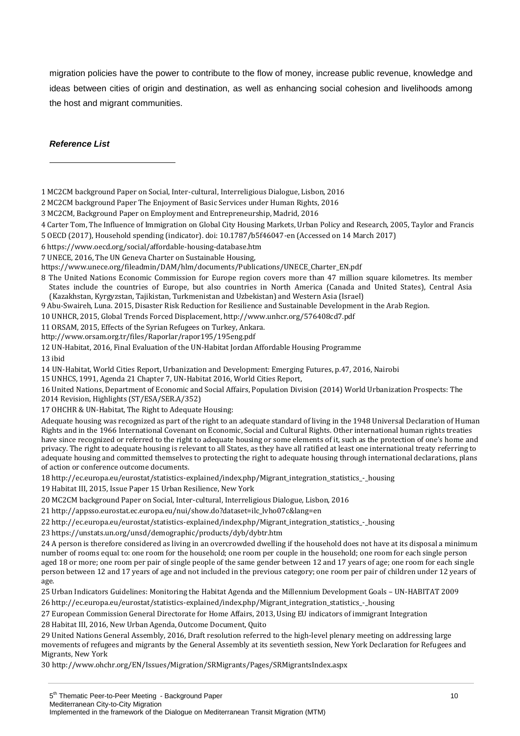migration policies have the power to contribute to the flow of money, increase public revenue, knowledge and ideas between cities of origin and destination, as well as enhancing social cohesion and livelihoods among the host and migrant communities.

***Reference List***

---

1 MC2CM background Paper on Social, Inter-cultural, Interreligious Dialogue, Lisbon, 2016

2 MC2CM background Paper The Enjoyment of Basic Services under Human Rights, 2016

3 MC2CM, Background Paper on Employment and Entrepreneurship, Madrid, 2016

4 Carter Tom, The Influence of Immigration on Global City Housing Markets, Urban Policy and Research, 2005, Taylor and Francis

5 OECD (2017), Household spending (indicator). doi: 10.1787/b5f46047-en (Accessed on 14 March 2017)

6 https://www.oecd.org/social/affordable-housing-database.htm

7 UNECE, 2016, The UN Geneva Charter on Sustainable Housing, https://www.unece.org/fileadmin/DAM/hlm/documents/Publications/UNECE_Charter_EN.pdf

8 The United Nations Economic Commission for Europe region covers more than 47 million square kilometres. Its member States include the countries of Europe, but also countries in North America (Canada and United States), Central Asia (Kazakhstan, Kyrgyzstan, Tajikistan, Turkmenistan and Uzbekistan) and Western Asia (Israel)

9 Abu-Swaireh, Luna. 2015, Disaster Risk Reduction for Resilience and Sustainable Development in the Arab Region.

10 UNHCR, 2015, Global Trends Forced Displacement, http://www.unhcr.org/576408cd7.pdf

11 ORSAM, 2015, Effects of the Syrian Refugees on Turkey, Ankara. http://www.orsam.org.tr/files/Raporlar/rapor195/195eng.pdf

12 UN-Habitat, 2016, Final Evaluation of the UN-Habitat Jordan Affordable Housing Programme

13 ibid

14 UN-Habitat, World Cities Report, Urbanization and Development: Emerging Futures, p.47, 2016, Nairobi

15 UNHCS, 1991, Agenda 21 Chapter 7, UN-Habitat 2016, World Cities Report,

16 United Nations, Department of Economic and Social Affairs, Population Division (2014) World Urbanization Prospects: The 2014 Revision, Highlights (ST/ESA/SER.A/352)

17 OHCHR & UN-Habitat, The Right to Adequate Housing:

Adequate housing was recognized as part of the right to an adequate standard of living in the 1948 Universal Declaration of Human Rights and in the 1966 International Covenant on Economic, Social and Cultural Rights. Other international human rights treaties have since recognized or referred to the right to adequate housing or some elements of it, such as the protection of one's home and privacy. The right to adequate housing is relevant to all States, as they have all ratified at least one international treaty referring to adequate housing and committed themselves to protecting the right to adequate housing through international declarations, plans of action or conference outcome documents.

18 http://ec.europa.eu/eurostat/statistics-explained/index.php/Migrant_integration_statistics_-_housing

19 Habitat III, 2015, Issue Paper 15 Urban Resilience, New York

20 MC2CM background Paper on Social, Inter-cultural, Interreligious Dialogue, Lisbon, 2016

21 http://appsso.eurostat.ec.europa.eu/nui/show.do?dataset=ilc_lvho07c&lang=en

22 http://ec.europa.eu/eurostat/statistics-explained/index.php/Migrant_integration_statistics_-_housing

23 https://unstats.un.org/unsd/demographic/products/dyb/dybtr.htm

24 A person is therefore considered as living in an overcrowded dwelling if the household does not have at its disposal a minimum number of rooms equal to: one room for the household; one room per couple in the household; one room for each single person aged 18 or more; one room per pair of single people of the same gender between 12 and 17 years of age; one room for each single person between 12 and 17 years of age and not included in the previous category; one room per pair of children under 12 years of age.

25 Urban Indicators Guidelines: Monitoring the Habitat Agenda and the Millennium Development Goals – UN-HABITAT 2009

26 http://ec.europa.eu/eurostat/statistics-explained/index.php/Migrant_integration_statistics_-_housing

27 European Commission General Directorate for Home Affairs, 2013, Using EU indicators of immigrant Integration

28 Habitat III, 2016, New Urban Agenda, Outcome Document, Quito

29 United Nations General Assembly, 2016, Draft resolution referred to the high-level plenary meeting on addressing large movements of refugees and migrants by the General Assembly at its seventieth session, New York Declaration for Refugees and Migrants, New York

30 http://www.ohchr.org/EN/Issues/Migration/SRMigrants/Pages/SRMigrantsIndex.aspx